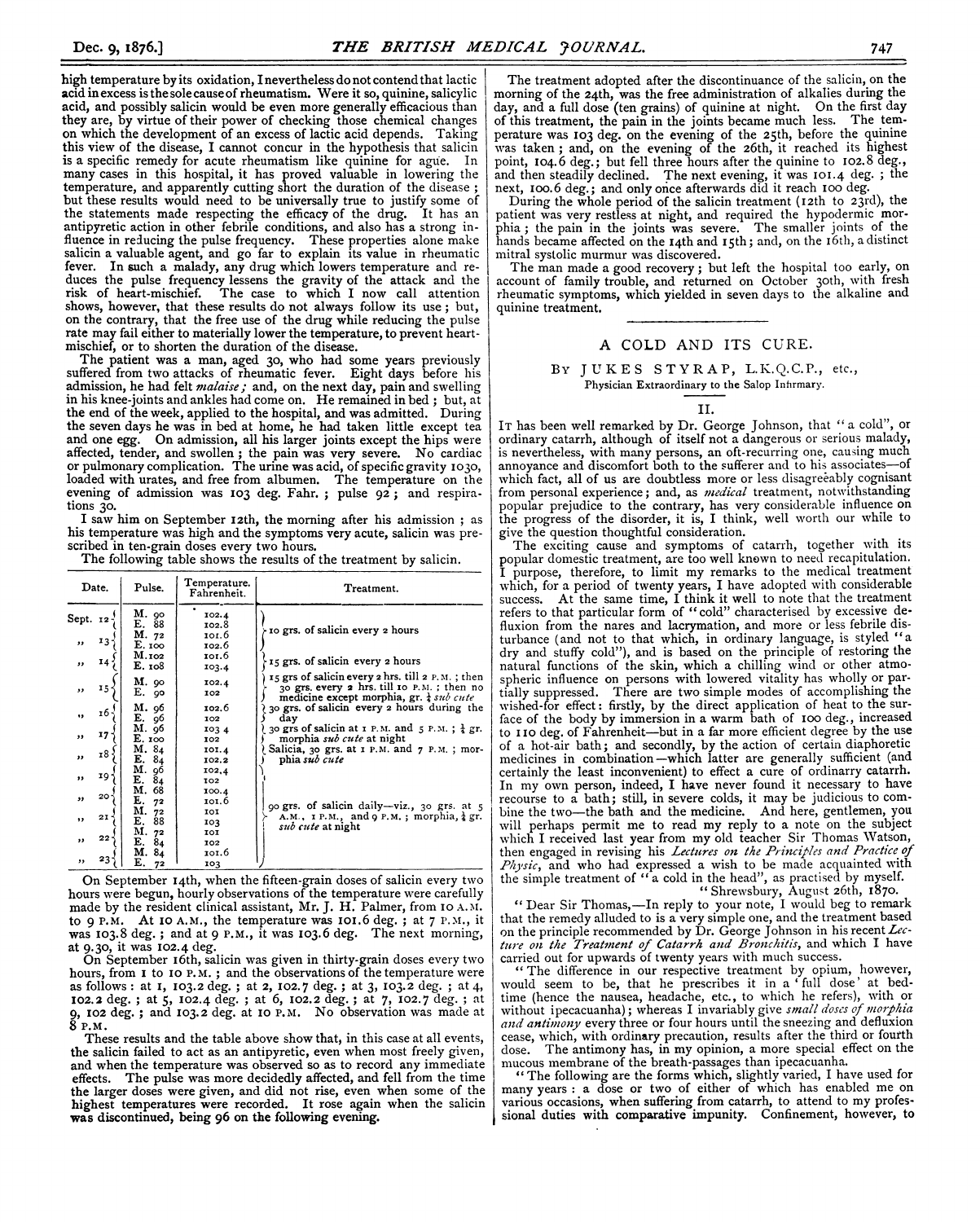high temperature by its oxidation, I nevertheless do not contend that lactic acid in excess is the sole cause of rheumatism. Were it so, quinine, salicylic acid, and possibly salicin would be even more generally efficacious than they are, by virtue of their power of checking those chemical changes on which the development of an excess of lactic acid depends. Taking this view of the disease, I cannot concur in the hypothesis that salicin is a specific remedy for acute rheumatism like quinine for ague. In many cases in this hospital, it has proved valuable in lowering the temperature, and apparently cutting short the duration of the disease; but these results would need to be universally true to justify some of the statements made respecting the efficacy of the drug. It has an antipyretic action in other febrile conditions, and also has a strong influence in reducing the pulse frequency. These properties alone make salicin a valuable agent, and go far to explain its value in rheumatic fever. In such a malady, any drug which lowers temperature and reduces the pulse frequency lessens the gravity of the attack and the risk of heart-mischief. The case to which I now call attention shows, however, that these results do not always follow its use; but, on the contrary, that the free use of the drug while reducing the pulse rate may fail either to materially lower the temperature, to prevent heart-mischief, or to shorten the duration of the disease.

The patient was a man, aged 30, who had some years previously suffered from two attacks of rheumatic fever. Eight days before his admission, he had felt *malaise*; and, on the next day, pain and swelling in his knee-joints and ankles had come on. He remained in bed; but, at the end of the week, applied to the hospital, and was admitted. During the seven days he was in bed at home, he had taken little except tea and one egg. On admission, all his larger joints except the hips were affected, tender, and swollen; the pain was very severe. No cardiac or pulmonary complication. The urine was acid, of specific gravity 1030, loaded with urates, and free from albumen. The temperature on the evening of admission was 103 deg. Fahr.; pulse 92; and respirations 30.

I saw him on September 12th, the morning after his admission; as his temperature was high and the symptoms very acute, salicin was prescribed in ten-grain doses every two hours.

The following table shows the results of the treatment by salicin.

| Date. | Pulse. | Temperature. Fahrenheit. | Treatment. |
|---|---|---|---|
| Sept. 12 | M. 90 | 102.4 | 10 grs. of salicin every 2 hours |
| | E. 88 | 102.8 | |
| ,, 13 | M. 72 | 101.6 | |
| | E. 100 | 102.6 | |
| ,, 14 | M. 102 | 101.6 | 15 grs. of salicin every 2 hours |
| | E. 108 | 103.4 | |
| ,, 15 | M. 90 | 102.4 | 15 grs of salicin every 2 hrs. till 2 P.M.; then 30 grs. every 2 hrs. till 10 P.M.; then no medicine except morphia, gr. ¼ *sub cute* |
| | E. 90 | 102 | |
| ,, 16 | M. 96 | 102.6 | 30 grs. of salicin every 2 hours during the day |
| | E. 96 | 102 | |
| ,, 17 | M. 96 | 103.4 | 30 grs of salicin at 1 P.M. and 5 P.M.; ¼ gr. morphia *sub cute* at night |
| | E. 100 | 102 | |
| ,, 18 | M. 84 | 101.4 | Salicin, 30 grs. at 1 P.M. and 7 P.M.; morphia *sub cute* |
| | E. 84 | 102.2 | |
| ,, 19 | M. 96 | 102.4 | 90 grs. of salicin daily—viz., 30 grs. at 5 A.M., 1 P.M., and 9 P.M.; morphia, ¼ gr. *sub cute* at night |
| | E. 84 | 102 | |
| ,, 20 | M. 68 | 100.4 | |
| | E. 72 | 101.6 | |
| ,, 21 | M. 72 | 101 | |
| | E. 88 | 103 | |
| ,, 22 | M. 72 | 101 | |
| | E. 84 | 102 | |
| ,, 23 | M. 84 | 101.6 | |
| | E. 72 | 103 | |

On September 14th, when the fifteen-grain doses of salicin every two hours were begun, hourly observations of the temperature were carefully made by the resident clinical assistant, Mr. J. H. Palmer, from 10 A.M. to 9 P.M. At 10 A.M., the temperature was 101.6 deg.; at 7 P.M., it was 103.8 deg.; and at 9 P.M., it was 103.6 deg. The next morning, at 9.30, it was 102.4 deg.

On September 16th, salicin was given in thirty-grain doses every two hours, from 1 to 10 P.M.; and the observations of the temperature were as follows: at 1, 103.2 deg.; at 2, 102.7 deg.; at 3, 103.2 deg.; at 4, 102.2 deg.; at 5, 102.4 deg.; at 6, 102.2 deg.; at 7, 102.7 deg.; at 9, 102 deg.; and 103.2 deg. at 10 P.M. No observation was made at 8 P.M.

These results and the table above show that, in this case at all events, the salicin failed to act as an antipyretic, even when most freely given, and when the temperature was observed so as to record any immediate effects. The pulse was more decidedly affected, and fell from the time the larger doses were given, and did not rise, even when some of the highest temperatures were recorded. It rose again when the salicin was discontinued, being 96 on the following evening.

The treatment adopted after the discontinuance of the salicin, on the morning of the 24th, was the free administration of alkalies during the day, and a full dose (ten grains) of quinine at night. On the first day of this treatment, the pain in the joints became much less. The temperature was 103 deg. on the evening of the 25th, before the quinine was taken; and, on the evening of the 26th, it reached its highest point, 104.6 deg.; but fell three hours after the quinine to 102.8 deg., and then steadily declined. The next evening, it was 101.4 deg.; the next, 100.6 deg.; and only once afterwards did it reach 100 deg.

During the whole period of the salicin treatment (12th to 23rd), the patient was very restless at night, and required the hypodermic morphia; the pain in the joints was severe. The smaller joints of the hands became affected on the 14th and 15th; and, on the 16th, a distinct mitral systolic murmur was discovered.

The man made a good recovery; but left the hospital too early, on account of family trouble, and returned on October 30th, with fresh rheumatic symptoms, which yielded in seven days to the alkaline and quinine treatment.

## A COLD AND ITS CURE.

By JUKES STYRAP, L.K.Q.C.P., etc.,
Physician Extraordinary to the Salop Infirmary.

### II.

It has been well remarked by Dr. George Johnson, that "a cold", or ordinary catarrh, although of itself not a dangerous or serious malady, is nevertheless, with many persons, an oft-recurring one, causing much annoyance and discomfort both to the sufferer and to his associates—of which fact, all of us are doubtless more or less disagreeably cognisant from personal experience; and, as *medical* treatment, notwithstanding popular prejudice to the contrary, has very considerable influence on the progress of the disorder, it is, I think, well worth our while to give the question thoughtful consideration.

The exciting cause and symptoms of catarrh, together with its popular domestic treatment, are too well known to need recapitulation. I purpose, therefore, to limit my remarks to the medical treatment which, for a period of twenty years, I have adopted with considerable success. At the same time, I think it well to note that the treatment refers to that particular form of "cold" characterised by excessive defluxion from the nares and lacrymation, and more or less febrile disturbance (and not to that which, in ordinary language, is styled "a dry and stuffy cold"), and is based on the principle of restoring the natural functions of the skin, which a chilling wind or other atmospheric influence on persons with lowered vitality has wholly or partially suppressed. There are two simple modes of accomplishing the wished-for effect: firstly, by the direct application of heat to the surface of the body by immersion in a warm bath of 100 deg., increased to 110 deg. of Fahrenheit—but in a far more efficient degree by the use of a hot-air bath; and secondly, by the action of certain diaphoretic medicines in combination—which latter are generally sufficient (and certainly the least inconvenient) to effect a cure of ordinary catarrh. In my own person, indeed, I have never found it necessary to have recourse to a bath; still, in severe colds, it may be judicious to combine the two—the bath and the medicine. And here, gentlemen, you will perhaps permit me to read my reply to a note on the subject which I received last year from my old teacher Sir Thomas Watson, then engaged in revising his *Lectures on the Principles and Practice of Physic*, and who had expressed a wish to be made acquainted with the simple treatment of "a cold in the head", as practised by myself.

"Shrewsbury, August 26th, 1870.

"Dear Sir Thomas,—In reply to your note, I would beg to remark that the remedy alluded to is a very simple one, and the treatment based on the principle recommended by Dr. George Johnson in his recent *Lecture on the Treatment of Catarrh and Bronchitis*, and which I have carried out for upwards of twenty years with much success.

"The difference in our respective treatment by opium, however, would seem to be, that he prescribes it in a 'full dose' at bedtime (hence the nausea, headache, etc., to which he refers), with or without ipecacuanha); whereas I invariably give *small doses of morphia and antimony* every three or four hours until the sneezing and defluxion cease, which, with ordinary precaution, results after the third or fourth dose. The antimony has, in my opinion, a more special effect on the mucous membrane of the breath-passages than ipecacuanha.

"The following are the forms which, slightly varied, I have used for many years: a dose or two of either of which has enabled me on various occasions, when suffering from catarrh, to attend to my professional duties with comparative impunity. Confinement, however, to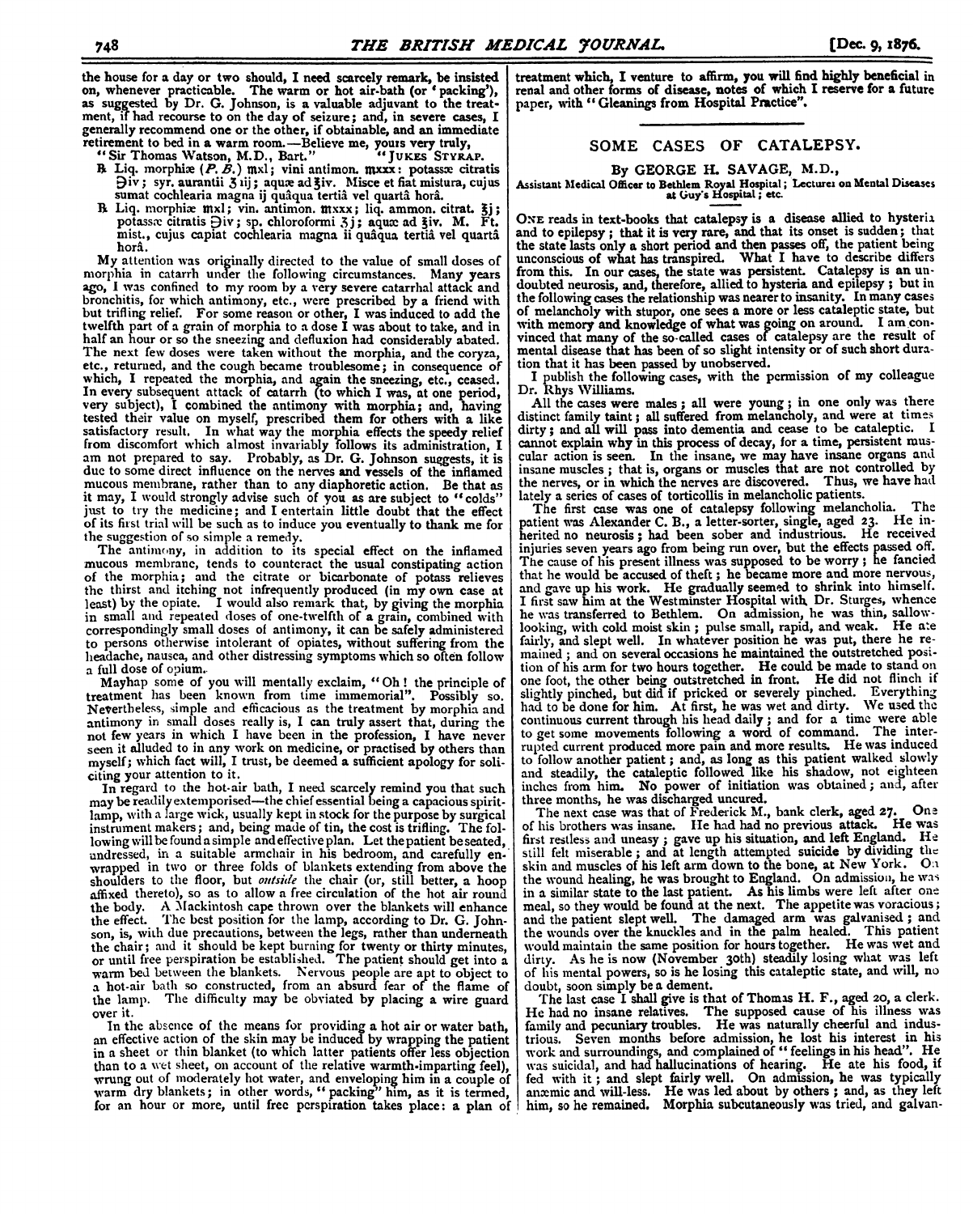the house for a day or two should, I need scarcely remark, be insisted on, whenever practicable. The warm or hot air-bath (or 'packing'), as suggested by Dr. G. Johnson, is a valuable adjuvant to the treatment, if had recourse to on the day of seizure; and, in severe cases, I generally recommend one or the other, if obtainable, and an immediate retirement to bed in a warm room.—Believe me, yours very truly,

"Sir Thomas Watson, M.D., Bart." "Jukes Styrap.

℞ Liq. morphiæ (*P. B.*) ♏xl; vini antimon. ♏xxx: potassæ citratis ℈iv; syr. aurantii ʒiij; aquæ ad ℥iv. Misce et fiat mistura, cujus sumat cochlearia magna ij quâqua tertiâ vel quartâ horâ.

℞ Liq. morphiæ ♏xl; vin. antimon. ♏xxx; liq. ammon. citrat. ℥j; potassæ citratis ℈iv; sp. chloroformi ʒj; aquæ ad ℥iv. M. Ft. mist., cujus capiat cochlearia magna ii quâqua tertiâ vel quartâ horâ.

My attention was originally directed to the value of small doses of morphia in catarrh under the following circumstances. Many years ago, I was confined to my room by a very severe catarrhal attack and bronchitis, for which antimony, etc., were prescribed by a friend with but trifling relief. For some reason or other, I was induced to add the twelfth part of a grain of morphia to a dose I was about to take, and in half an hour or so the sneezing and defluxion had considerably abated. The next few doses were taken without the morphia, and the coryza, etc., returned, and the cough became troublesome; in consequence of which, I repeated the morphia, and again the sneezing, etc., ceased. In every subsequent attack of catarrh (to which I was, at one period, very subject), I combined the antimony with morphia; and, having tested their value on myself, prescribed them for others with a like satisfactory result. In what way the morphia effects the speedy relief from discomfort which almost invariably follows its administration, I am not prepared to say. Probably, as Dr. G. Johnson suggests, it is due to some direct influence on the nerves and vessels of the inflamed mucous membrane, rather than to any diaphoretic action. Be that as it may, I would strongly advise such of you as are subject to "colds" just to try the medicine; and I entertain little doubt that the effect of its first trial will be such as to induce you eventually to thank me for the suggestion of so simple a remedy.

The antimony, in addition to its special effect on the inflamed mucous membrane, tends to counteract the usual constipating action of the morphia; and the citrate or bicarbonate of potass relieves the thirst and itching not infrequently produced (in my own case at least) by the opiate. I would also remark that, by giving the morphia in small and repeated doses of one-twelfth of a grain, combined with correspondingly small doses of antimony, it can be safely administered to persons otherwise intolerant of opiates, without suffering from the headache, nausea, and other distressing symptoms which so often follow a full dose of opium.

Mayhap some of you will mentally exclaim, "Oh! the principle of treatment has been known from time immemorial". Possibly so. Nevertheless, simple and efficacious as the treatment by morphia and antimony in small doses really is, I can truly assert that, during the not few years in which I have been in the profession, I have never seen it alluded to in any work on medicine, or practised by others than myself; which fact will, I trust, be deemed a sufficient apology for soliciting your attention to it.

In regard to the hot-air bath, I need scarcely remind you that such may be readily extemporised—the chief essential being a capacious spirit-lamp, with a large wick, usually kept in stock for the purpose by surgical instrument makers; and, being made of tin, the cost is trifling. The following will be found a simple and effective plan. Let the patient be seated, undressed, in a suitable armchair in his bedroom, and carefully enwrapped in two or three folds of blankets extending from above the shoulders to the floor, but *outside* the chair (or, still better, a hoop affixed thereto), so as to allow a free circulation of the hot air round the body. A Mackintosh cape thrown over the blankets will enhance the effect. The best position for the lamp, according to Dr. G. Johnson, is, with due precautions, between the legs, rather than underneath the chair; and it should be kept burning for twenty or thirty minutes, or until free perspiration be established. The patient should get into a warm bed between the blankets. Nervous people are apt to object to a hot-air bath so constructed, from an absurd fear of the flame of the lamp. The difficulty may be obviated by placing a wire guard over it.

In the absence of the means for providing a hot air or water bath, an effective action of the skin may be induced by wrapping the patient in a sheet or thin blanket (to which latter patients offer less objection than to a wet sheet, on account of the relative warmth-imparting feel), wrung out of moderately hot water, and enveloping him in a couple of warm dry blankets; in other words, "packing" him, as it is termed, for an hour or more, until free perspiration takes place: a plan of treatment which, I venture to affirm, you will find highly beneficial in renal and other forms of disease, notes of which I reserve for a future paper, with "Gleanings from Hospital Practice".

## SOME CASES OF CATALEPSY.

By GEORGE H. SAVAGE, M.D.,

Assistant Medical Officer to Bethlem Royal Hospital; Lecturer on Mental Diseases at Guy's Hospital; etc.

One reads in text-books that catalepsy is a disease allied to hysteria and to epilepsy; that it is very rare, and that its onset is sudden; that the state lasts only a short period and then passes off, the patient being unconscious of what has transpired. What I have to describe differs from this. In our cases, the state was persistent. Catalepsy is an undoubted neurosis, and, therefore, allied to hysteria and epilepsy; but in the following cases the relationship was nearer to insanity. In many cases of melancholy with stupor, one sees a more or less cataleptic state, but with memory and knowledge of what was going on around. I am convinced that many of the so-called cases of catalepsy are the result of mental disease that has been of so slight intensity or of such short duration that it has been passed by unobserved.

I publish the following cases, with the permission of my colleague Dr. Rhys Williams.

All the cases were males; all were young; in one only was there distinct family taint; all suffered from melancholy, and were at times dirty; and all will pass into dementia and cease to be cataleptic. I cannot explain why in this process of decay, for a time, persistent muscular action is seen. In the insane, we may have insane organs and insane muscles; that is, organs or muscles that are not controlled by the nerves, or in which the nerves are discovered. Thus, we have had lately a series of cases of torticollis in melancholic patients.

The first case was one of catalepsy following melancholia. The patient was Alexander C. B., a letter-sorter, single, aged 23. He inherited no neurosis; had been sober and industrious. He received injuries seven years ago from being run over, but the effects passed off. The cause of his present illness was supposed to be worry; he fancied that he would be accused of theft; he became more and more nervous, and gave up his work. He gradually seemed to shrink into himself. I first saw him at the Westminster Hospital with Dr. Sturges, whence he was transferred to Bethlem. On admission, he was thin, sallow-looking, with cold moist skin; pulse small, rapid, and weak. He ate fairly, and slept well. In whatever position he was put, there he remained; and on several occasions he maintained the outstretched position of his arm for two hours together. He could be made to stand on one foot, the other being outstretched in front. He did not flinch if slightly pinched, but did if pricked or severely pinched. Everything had to be done for him. At first, he was wet and dirty. We used the continuous current through his head daily; and for a time were able to get some movements following a word of command. The interrupted current produced more pain and more results. He was induced to follow another patient; and, as long as this patient walked slowly and steadily, the cataleptic followed like his shadow, not eighteen inches from him. No power of initiation was obtained; and, after three months, he was discharged uncured.

The next case was that of Frederick M., bank clerk, aged 27. One of his brothers was insane. He had had no previous attack. He was first restless and uneasy; gave up his situation, and left England. He still felt miserable; and at length attempted suicide by dividing the skin and muscles of his left arm down to the bone, at New York. On the wound healing, he was brought to England. On admission, he was in a similar state to the last patient. As his limbs were left after one meal, so they would be found at the next. The appetite was voracious; and the patient slept well. The damaged arm was galvanised; and the wounds over the knuckles and in the palm healed. This patient would maintain the same position for hours together. He was wet and dirty. As he is now (November 30th) steadily losing what was left of his mental powers, so is he losing this cataleptic state, and will, no doubt, soon simply be a dement.

The last case I shall give is that of Thomas H. F., aged 20, a clerk. He had no insane relatives. The supposed cause of his illness was family and pecuniary troubles. He was naturally cheerful and industrious. Seven months before admission, he lost his interest in his work and surroundings, and complained of "feelings in his head". He was suicidal, and had hallucinations of hearing. He ate his food, if fed with it; and slept fairly well. On admission, he was typically anæmic and will-less. He was led about by others; and, as they left him, so he remained. Morphia subcutaneously was tried, and galvan-